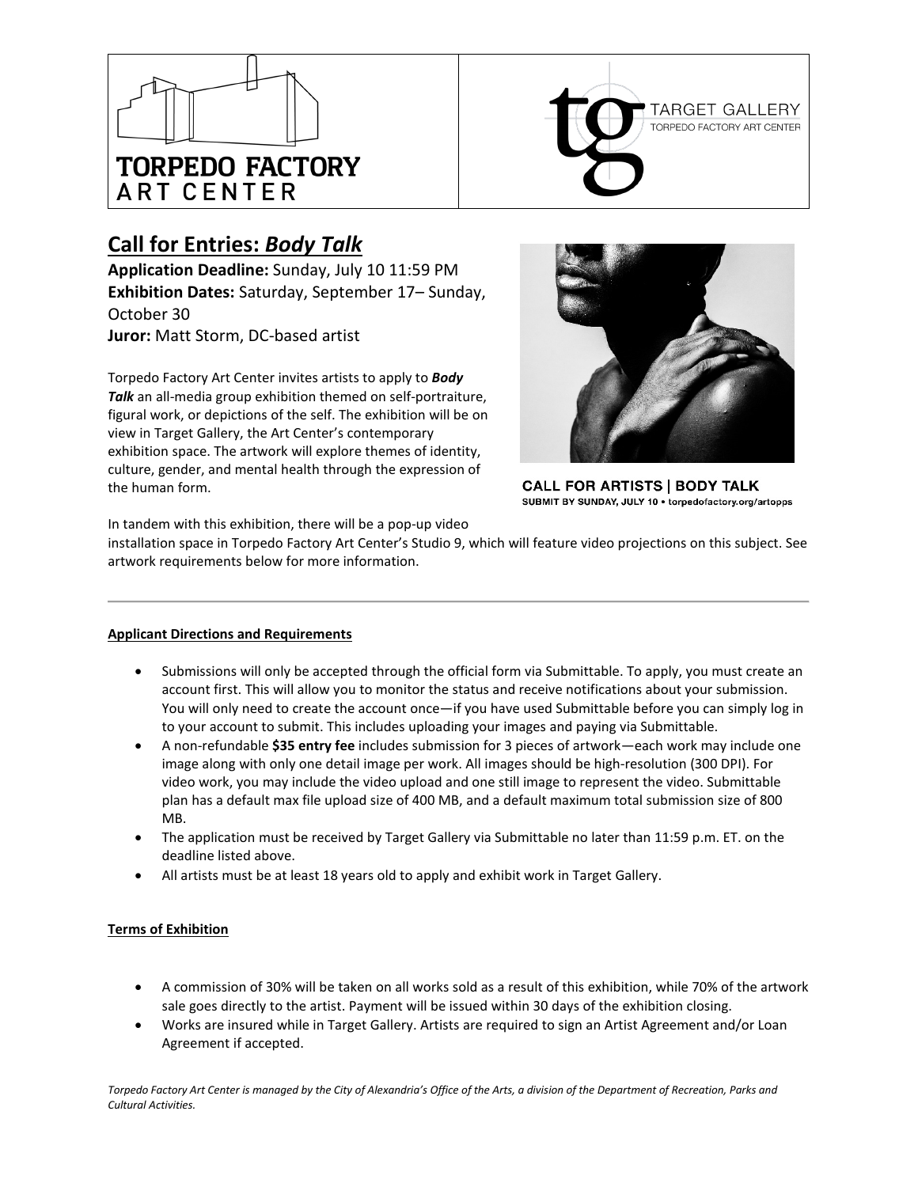TORPEDO FACTORY ART CENTER

TARGET GALLERY
TORPEDO FACTORY ART CENTER

## Call for Entries: *Body Talk*

**Application Deadline:** Sunday, July 10 11:59 PM
**Exhibition Dates:** Saturday, September 17– Sunday, October 30
**Juror:** Matt Storm, DC-based artist

Torpedo Factory Art Center invites artists to apply to ***Body Talk*** an all-media group exhibition themed on self-portraiture, figural work, or depictions of the self. The exhibition will be on view in Target Gallery, the Art Center's contemporary exhibition space. The artwork will explore themes of identity, culture, gender, and mental health through the expression of the human form.

CALL FOR ARTISTS | BODY TALK
SUBMIT BY SUNDAY, JULY 10 • torpedofactory.org/artopps

In tandem with this exhibition, there will be a pop-up video installation space in Torpedo Factory Art Center's Studio 9, which will feature video projections on this subject. See artwork requirements below for more information.

---

**Applicant Directions and Requirements**

- Submissions will only be accepted through the official form via Submittable. To apply, you must create an account first. This will allow you to monitor the status and receive notifications about your submission. You will only need to create the account once—if you have used Submittable before you can simply log in to your account to submit. This includes uploading your images and paying via Submittable.
- A non-refundable **$35 entry fee** includes submission for 3 pieces of artwork—each work may include one image along with only one detail image per work. All images should be high-resolution (300 DPI). For video work, you may include the video upload and one still image to represent the video. Submittable plan has a default max file upload size of 400 MB, and a default maximum total submission size of 800 MB.
- The application must be received by Target Gallery via Submittable no later than 11:59 p.m. ET. on the deadline listed above.
- All artists must be at least 18 years old to apply and exhibit work in Target Gallery.

**Terms of Exhibition**

- A commission of 30% will be taken on all works sold as a result of this exhibition, while 70% of the artwork sale goes directly to the artist. Payment will be issued within 30 days of the exhibition closing.
- Works are insured while in Target Gallery. Artists are required to sign an Artist Agreement and/or Loan Agreement if accepted.

*Torpedo Factory Art Center is managed by the City of Alexandria's Office of the Arts, a division of the Department of Recreation, Parks and Cultural Activities.*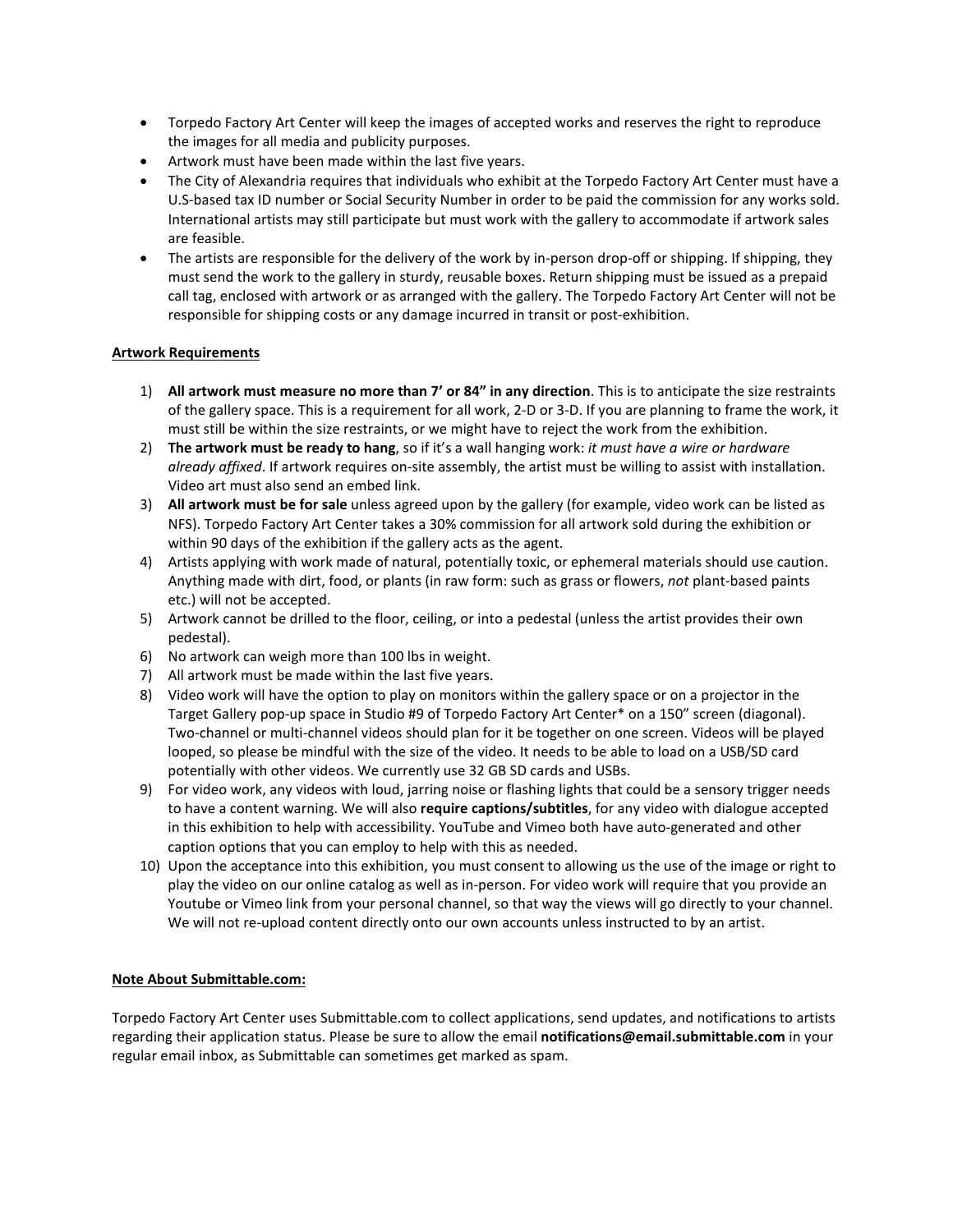- Torpedo Factory Art Center will keep the images of accepted works and reserves the right to reproduce the images for all media and publicity purposes.
- Artwork must have been made within the last five years.
- The City of Alexandria requires that individuals who exhibit at the Torpedo Factory Art Center must have a U.S-based tax ID number or Social Security Number in order to be paid the commission for any works sold. International artists may still participate but must work with the gallery to accommodate if artwork sales are feasible.
- The artists are responsible for the delivery of the work by in-person drop-off or shipping. If shipping, they must send the work to the gallery in sturdy, reusable boxes. Return shipping must be issued as a prepaid call tag, enclosed with artwork or as arranged with the gallery. The Torpedo Factory Art Center will not be responsible for shipping costs or any damage incurred in transit or post-exhibition.

**Artwork Requirements**

1) **All artwork must measure no more than 7' or 84" in any direction**. This is to anticipate the size restraints of the gallery space. This is a requirement for all work, 2-D or 3-D. If you are planning to frame the work, it must still be within the size restraints, or we might have to reject the work from the exhibition.
2) **The artwork must be ready to hang**, so if it's a wall hanging work: *it must have a wire or hardware already affixed*. If artwork requires on-site assembly, the artist must be willing to assist with installation. Video art must also send an embed link.
3) **All artwork must be for sale** unless agreed upon by the gallery (for example, video work can be listed as NFS). Torpedo Factory Art Center takes a 30% commission for all artwork sold during the exhibition or within 90 days of the exhibition if the gallery acts as the agent.
4) Artists applying with work made of natural, potentially toxic, or ephemeral materials should use caution. Anything made with dirt, food, or plants (in raw form: such as grass or flowers, *not* plant-based paints etc.) will not be accepted.
5) Artwork cannot be drilled to the floor, ceiling, or into a pedestal (unless the artist provides their own pedestal).
6) No artwork can weigh more than 100 lbs in weight.
7) All artwork must be made within the last five years.
8) Video work will have the option to play on monitors within the gallery space or on a projector in the Target Gallery pop-up space in Studio #9 of Torpedo Factory Art Center* on a 150" screen (diagonal). Two-channel or multi-channel videos should plan for it be together on one screen. Videos will be played looped, so please be mindful with the size of the video. It needs to be able to load on a USB/SD card potentially with other videos. We currently use 32 GB SD cards and USBs.
9) For video work, any videos with loud, jarring noise or flashing lights that could be a sensory trigger needs to have a content warning. We will also **require captions/subtitles**, for any video with dialogue accepted in this exhibition to help with accessibility. YouTube and Vimeo both have auto-generated and other caption options that you can employ to help with this as needed.
10) Upon the acceptance into this exhibition, you must consent to allowing us the use of the image or right to play the video on our online catalog as well as in-person. For video work will require that you provide an Youtube or Vimeo link from your personal channel, so that way the views will go directly to your channel. We will not re-upload content directly onto our own accounts unless instructed to by an artist.

**Note About Submittable.com:**

Torpedo Factory Art Center uses Submittable.com to collect applications, send updates, and notifications to artists regarding their application status. Please be sure to allow the email **notifications@email.submittable.com** in your regular email inbox, as Submittable can sometimes get marked as spam.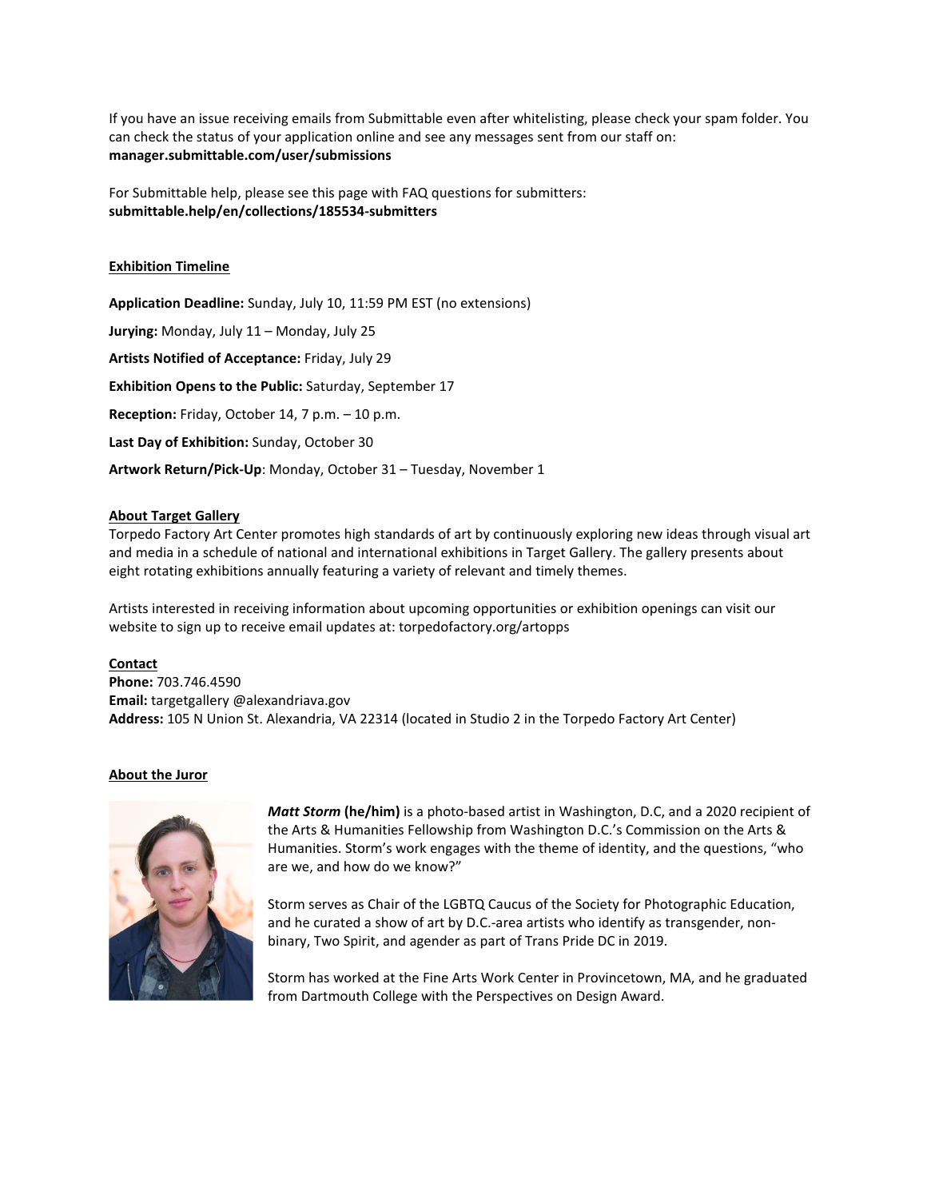If you have an issue receiving emails from Submittable even after whitelisting, please check your spam folder. You can check the status of your application online and see any messages sent from our staff on: **manager.submittable.com/user/submissions**

For Submittable help, please see this page with FAQ questions for submitters: **submittable.help/en/collections/185534-submitters**

## Exhibition Timeline

**Application Deadline:** Sunday, July 10, 11:59 PM EST (no extensions)

**Jurying:** Monday, July 11 – Monday, July 25

**Artists Notified of Acceptance:** Friday, July 29

**Exhibition Opens to the Public:** Saturday, September 17

**Reception:** Friday, October 14, 7 p.m. – 10 p.m.

**Last Day of Exhibition:** Sunday, October 30

**Artwork Return/Pick-Up**: Monday, October 31 – Tuesday, November 1

## About Target Gallery

Torpedo Factory Art Center promotes high standards of art by continuously exploring new ideas through visual art and media in a schedule of national and international exhibitions in Target Gallery. The gallery presents about eight rotating exhibitions annually featuring a variety of relevant and timely themes.

Artists interested in receiving information about upcoming opportunities or exhibition openings can visit our website to sign up to receive email updates at: torpedofactory.org/artopps

## Contact

**Phone:** 703.746.4590
**Email:** targetgallery @alexandriava.gov
**Address:** 105 N Union St. Alexandria, VA 22314 (located in Studio 2 in the Torpedo Factory Art Center)

## About the Juror

***Matt Storm*** **(he/him)** is a photo-based artist in Washington, D.C, and a 2020 recipient of the Arts & Humanities Fellowship from Washington D.C.'s Commission on the Arts & Humanities. Storm's work engages with the theme of identity, and the questions, "who are we, and how do we know?"

Storm serves as Chair of the LGBTQ Caucus of the Society for Photographic Education, and he curated a show of art by D.C.-area artists who identify as transgender, non-binary, Two Spirit, and agender as part of Trans Pride DC in 2019.

Storm has worked at the Fine Arts Work Center in Provincetown, MA, and he graduated from Dartmouth College with the Perspectives on Design Award.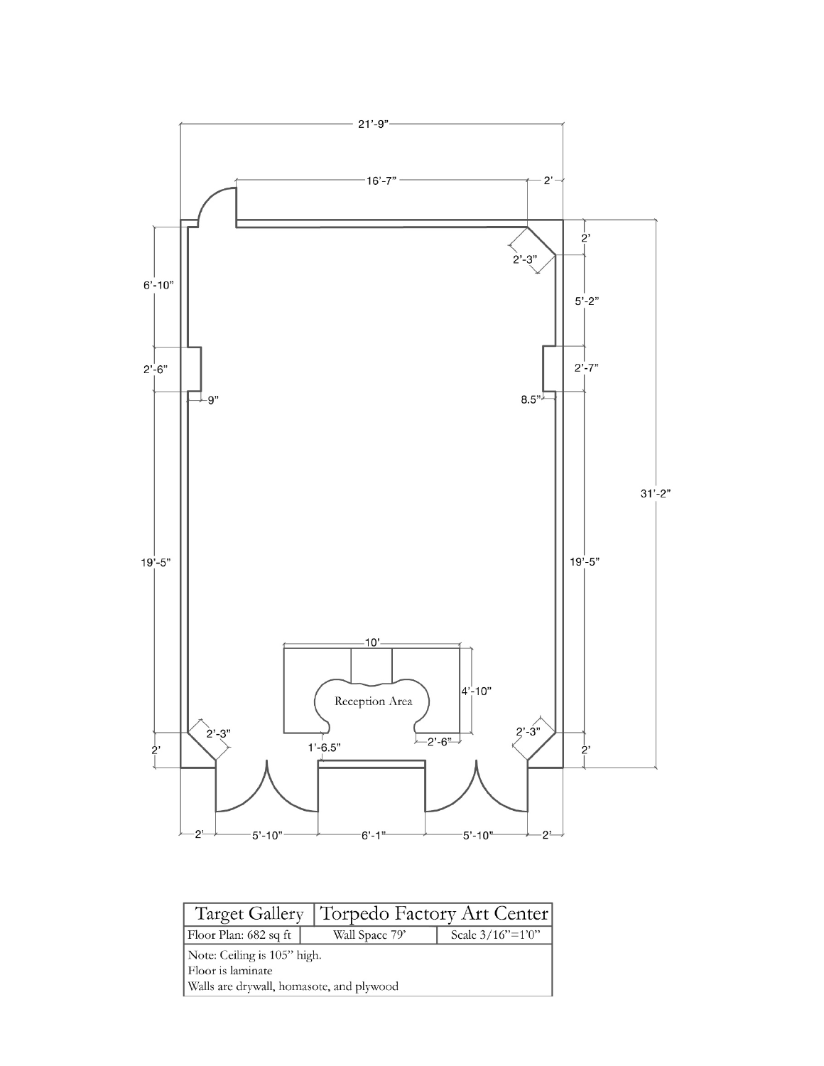21'-9"

16'-7"

2'

2'

2'-3"

6'-10"

5'-2"

2'-6"

2'-7"

9"

8.5"

31'-2"

19'-5"

19'-5"

10'

Reception Area

4'-10"

2'-3"

2'-3"

2'

1'-6.5"

2'-6"

2'

2'

5'-10"

6'-1"

5'-10"

2'

| Target Gallery | Torpedo Factory Art Center | |
|---|---|---|
| Floor Plan: 682 sq ft | Wall Space 79' | Scale 3/16"=1'0" |
| Note: Ceiling is 105" high.<br>Floor is laminate<br>Walls are drywall, homasote, and plywood | | |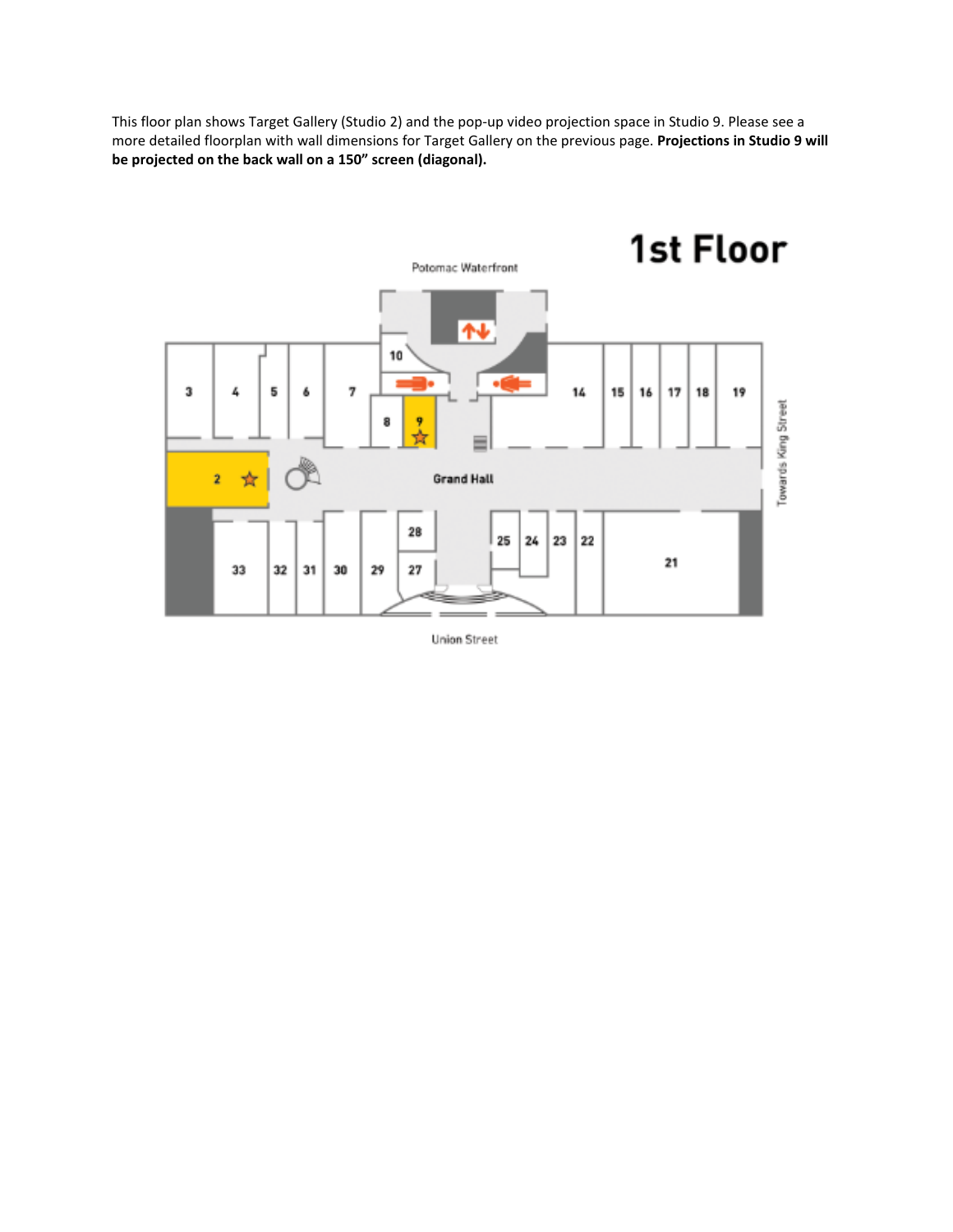This floor plan shows Target Gallery (Studio 2) and the pop-up video projection space in Studio 9. Please see a more detailed floorplan with wall dimensions for Target Gallery on the previous page. **Projections in Studio 9 will be projected on the back wall on a 150" screen (diagonal).**

1st Floor

Potomac Waterfront

10

3
4
5
6
7
8
9
14
15
16
17
18
19

2

Grand Hall

Towards King Street

28
25
24
23
22
33
32
31
30
29
27
21

Union Street